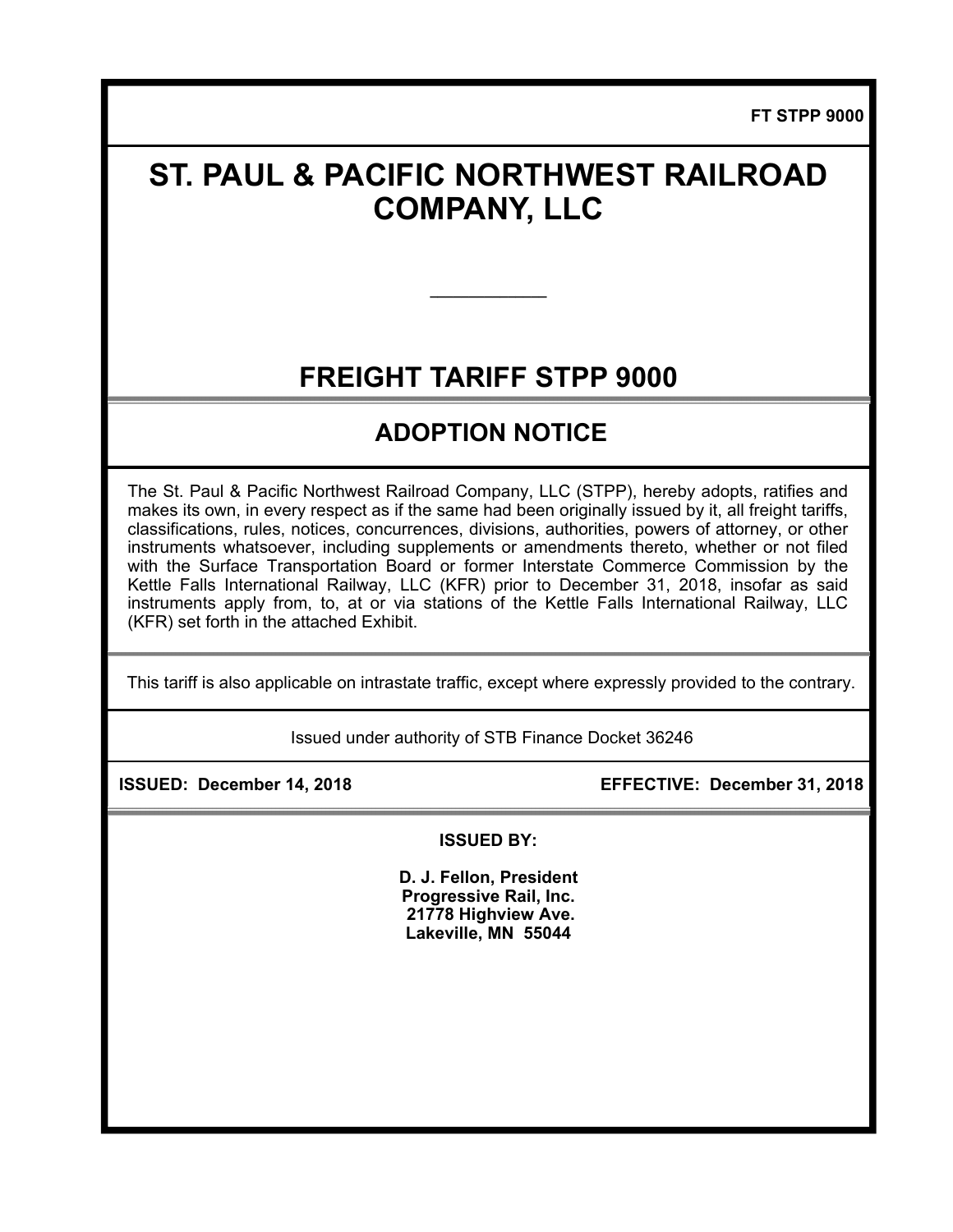FT STPP 9000

# ST. PAUL & PACIFIC NORTHWEST RAILROAD COMPANY, LLC

---

# FREIGHT TARIFF STPP 9000

## ADOPTION NOTICE

The St. Paul & Pacific Northwest Railroad Company, LLC (STPP), hereby adopts, ratifies and makes its own, in every respect as if the same had been originally issued by it, all freight tariffs, classifications, rules, notices, concurrences, divisions, authorities, powers of attorney, or other instruments whatsoever, including supplements or amendments thereto, whether or not filed with the Surface Transportation Board or former Interstate Commerce Commission by the Kettle Falls International Railway, LLC (KFR) prior to December 31, 2018, insofar as said instruments apply from, to, at or via stations of the Kettle Falls International Railway, LLC (KFR) set forth in the attached Exhibit.

This tariff is also applicable on intrastate traffic, except where expressly provided to the contrary.

Issued under authority of STB Finance Docket 36246

**ISSUED: December 14, 2018** **EFFECTIVE: December 31, 2018**

**ISSUED BY:**

**D. J. Fellon, President**
**Progressive Rail, Inc.**
**21778 Highview Ave.**
**Lakeville, MN 55044**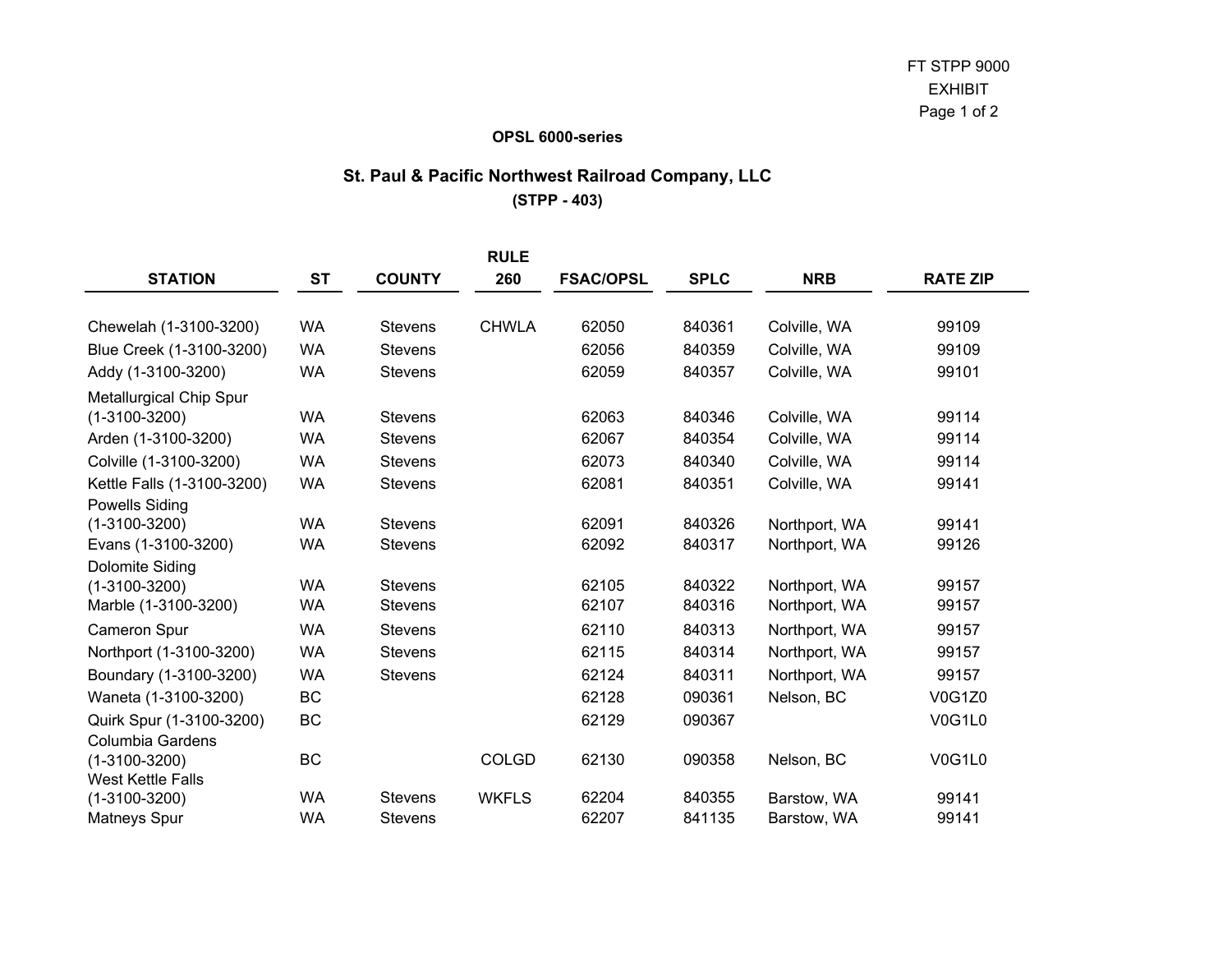FT STPP 9000
EXHIBIT

**OPSL 6000-series**

## St. Paul & Pacific Northwest Railroad Company, LLC

**(STPP - 403)**

| STATION | ST | COUNTY | RULE 260 | FSAC/OPSL | SPLC | NRB | RATE ZIP |
|---|---|---|---|---|---|---|---|
| Chewelah (1-3100-3200) | WA | Stevens | CHWLA | 62050 | 840361 | Colville, WA | 99109 |
| Blue Creek (1-3100-3200) | WA | Stevens | | 62056 | 840359 | Colville, WA | 99109 |
| Addy (1-3100-3200) | WA | Stevens | | 62059 | 840357 | Colville, WA | 99101 |
| Metallurgical Chip Spur (1-3100-3200) | WA | Stevens | | 62063 | 840346 | Colville, WA | 99114 |
| Arden (1-3100-3200) | WA | Stevens | | 62067 | 840354 | Colville, WA | 99114 |
| Colville (1-3100-3200) | WA | Stevens | | 62073 | 840340 | Colville, WA | 99114 |
| Kettle Falls (1-3100-3200) | WA | Stevens | | 62081 | 840351 | Colville, WA | 99141 |
| Powells Siding (1-3100-3200) | WA | Stevens | | 62091 | 840326 | Northport, WA | 99141 |
| Evans (1-3100-3200) | WA | Stevens | | 62092 | 840317 | Northport, WA | 99126 |
| Dolomite Siding (1-3100-3200) | WA | Stevens | | 62105 | 840322 | Northport, WA | 99157 |
| Marble (1-3100-3200) | WA | Stevens | | 62107 | 840316 | Northport, WA | 99157 |
| Cameron Spur | WA | Stevens | | 62110 | 840313 | Northport, WA | 99157 |
| Northport (1-3100-3200) | WA | Stevens | | 62115 | 840314 | Northport, WA | 99157 |
| Boundary (1-3100-3200) | WA | Stevens | | 62124 | 840311 | Northport, WA | 99157 |
| Waneta (1-3100-3200) | BC | | | 62128 | 090361 | Nelson, BC | V0G1Z0 |
| Quirk Spur (1-3100-3200) | BC | | | 62129 | 090367 | | V0G1L0 |
| Columbia Gardens (1-3100-3200) | BC | | COLGD | 62130 | 090358 | Nelson, BC | V0G1L0 |
| West Kettle Falls (1-3100-3200) | WA | Stevens | WKFLS | 62204 | 840355 | Barstow, WA | 99141 |
| Matneys Spur | WA | Stevens | | 62207 | 841135 | Barstow, WA | 99141 |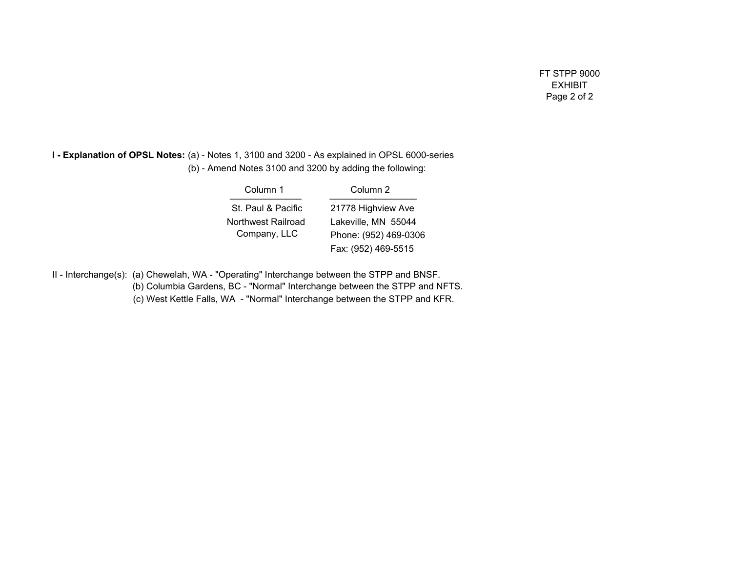FT STPP 9000
EXHIBIT

**I - Explanation of OPSL Notes:** (a) - Notes 1, 3100 and 3200 - As explained in OPSL 6000-series

(b) - Amend Notes 3100 and 3200 by adding the following:

| Column 1 | Column 2 |
|---|---|
| St. Paul & Pacific Northwest Railroad Company, LLC | 21778 Highview Ave<br>Lakeville, MN 55044<br>Phone: (952) 469-0306<br>Fax: (952) 469-5515 |

II - Interchange(s): (a) Chewelah, WA - "Operating" Interchange between the STPP and BNSF.

(b) Columbia Gardens, BC - "Normal" Interchange between the STPP and NFTS.

(c) West Kettle Falls, WA - "Normal" Interchange between the STPP and KFR.